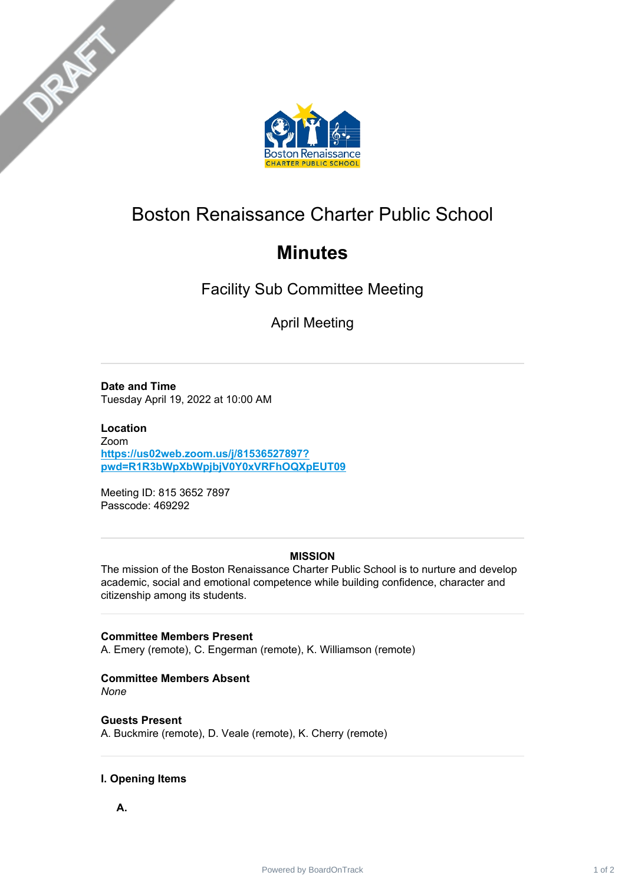# Boston Renaissance Charter Public School

# Minutes

## Facility Sub Committee Meeting

### April Meeting

**Date and Time**
Tuesday April 19, 2022 at 10:00 AM

**Location**
Zoom
**https://us02web.zoom.us/j/81536527897?pwd=R1R3bWpXbWpjbjV0Y0xVRFhOQXpEUT09**

Meeting ID: 815 3652 7897
Passcode: 469292

**MISSION**
The mission of the Boston Renaissance Charter Public School is to nurture and develop academic, social and emotional competence while building confidence, character and citizenship among its students.

**Committee Members Present**
A. Emery (remote), C. Engerman (remote), K. Williamson (remote)

**Committee Members Absent**
*None*

**Guests Present**
A. Buckmire (remote), D. Veale (remote), K. Cherry (remote)

**I. Opening Items**

**A.**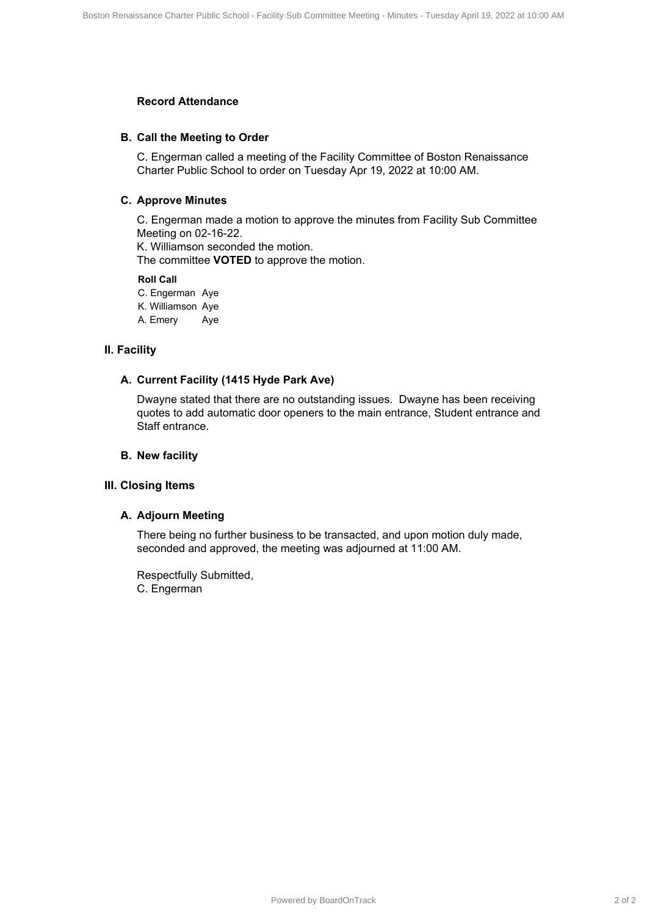**Record Attendance**

### B. Call the Meeting to Order

C. Engerman called a meeting of the Facility Committee of Boston Renaissance Charter Public School to order on Tuesday Apr 19, 2022 at 10:00 AM.

### C. Approve Minutes

C. Engerman made a motion to approve the minutes from Facility Sub Committee Meeting on 02-16-22.
K. Williamson seconded the motion.
The committee **VOTED** to approve the motion.

**Roll Call**

| | |
|---|---|
| C. Engerman | Aye |
| K. Williamson | Aye |
| A. Emery | Aye |

## II. Facility

### A. Current Facility (1415 Hyde Park Ave)

Dwayne stated that there are no outstanding issues. Dwayne has been receiving quotes to add automatic door openers to the main entrance, Student entrance and Staff entrance.

### B. New facility

## III. Closing Items

### A. Adjourn Meeting

There being no further business to be transacted, and upon motion duly made, seconded and approved, the meeting was adjourned at 11:00 AM.

Respectfully Submitted,
C. Engerman